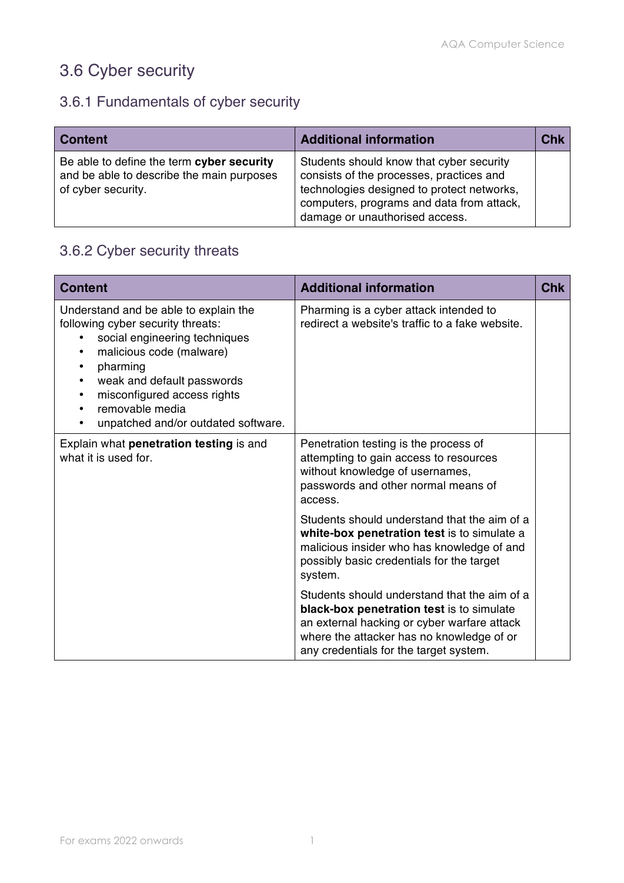# 3.6 Cyber security

## 3.6.1 Fundamentals of cyber security

| Content | Additional information | Chk |
|---|---|---|
| Be able to define the term **cyber security** and be able to describe the main purposes of cyber security. | Students should know that cyber security consists of the processes, practices and technologies designed to protect networks, computers, programs and data from attack, damage or unauthorised access. | |

## 3.6.2 Cyber security threats

| Content | Additional information | Chk |
|---|---|---|
| Understand and be able to explain the following cyber security threats:<br>• social engineering techniques<br>• malicious code (malware)<br>• pharming<br>• weak and default passwords<br>• misconfigured access rights<br>• removable media<br>• unpatched and/or outdated software. | Pharming is a cyber attack intended to redirect a website's traffic to a fake website. | |
| Explain what **penetration testing** is and what it is used for. | Penetration testing is the process of attempting to gain access to resources without knowledge of usernames, passwords and other normal means of access.<br><br>Students should understand that the aim of a **white-box penetration test** is to simulate a malicious insider who has knowledge of and possibly basic credentials for the target system.<br><br>Students should understand that the aim of a **black-box penetration test** is to simulate an external hacking or cyber warfare attack where the attacker has no knowledge of or any credentials for the target system. | |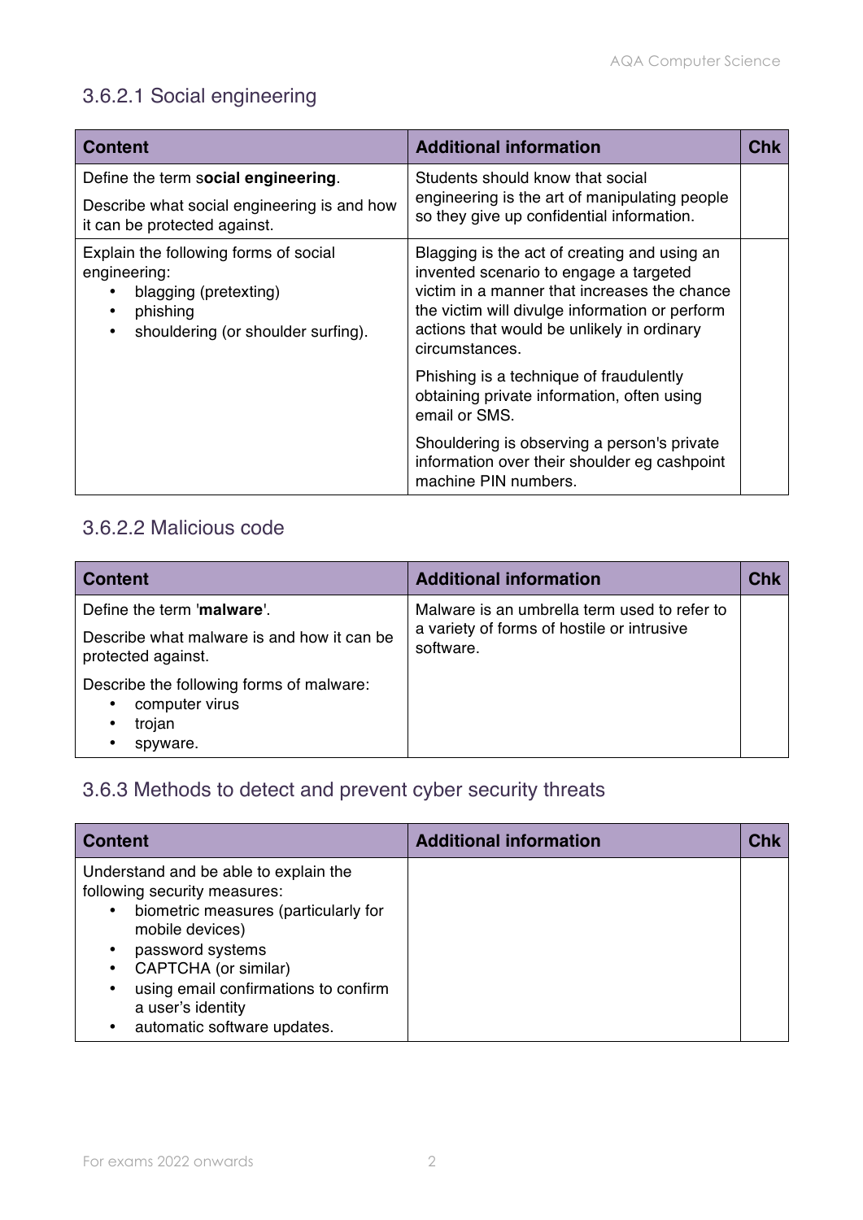### 3.6.2.1 Social engineering

| Content | Additional information | Chk |
|---|---|---|
| Define the term s**ocial engineering**.<br><br>Describe what social engineering is and how it can be protected against. | Students should know that social engineering is the art of manipulating people so they give up confidential information. | |
| Explain the following forms of social engineering:<br>• blagging (pretexting)<br>• phishing<br>• shouldering (or shoulder surfing). | Blagging is the act of creating and using an invented scenario to engage a targeted victim in a manner that increases the chance the victim will divulge information or perform actions that would be unlikely in ordinary circumstances.<br><br>Phishing is a technique of fraudulently obtaining private information, often using email or SMS.<br><br>Shouldering is observing a person's private information over their shoulder eg cashpoint machine PIN numbers. | |

### 3.6.2.2 Malicious code

| Content | Additional information | Chk |
|---|---|---|
| Define the term '**malware**'.<br><br>Describe what malware is and how it can be protected against.<br><br>Describe the following forms of malware:<br>• computer virus<br>• trojan<br>• spyware. | Malware is an umbrella term used to refer to a variety of forms of hostile or intrusive software. | |

### 3.6.3 Methods to detect and prevent cyber security threats

| Content | Additional information | Chk |
|---|---|---|
| Understand and be able to explain the following security measures:<br>• biometric measures (particularly for mobile devices)<br>• password systems<br>• CAPTCHA (or similar)<br>• using email confirmations to confirm a user's identity<br>• automatic software updates. | | |